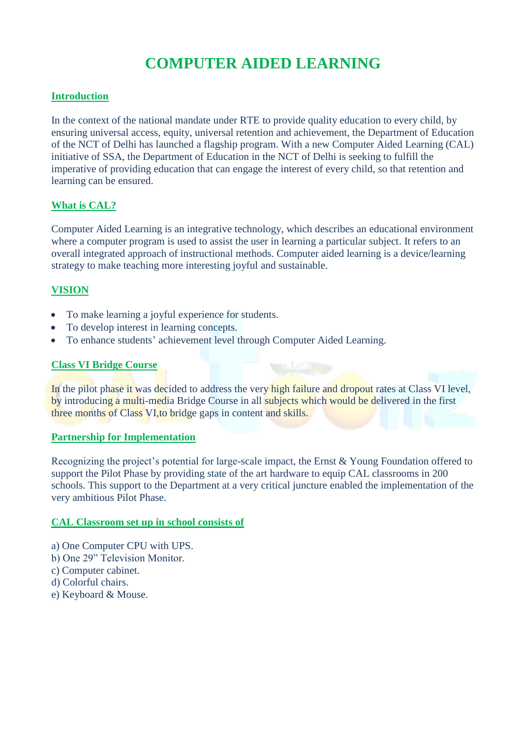# COMPUTER AIDED LEARNING

## Introduction

In the context of the national mandate under RTE to provide quality education to every child, by ensuring universal access, equity, universal retention and achievement, the Department of Education of the NCT of Delhi has launched a flagship program. With a new Computer Aided Learning (CAL) initiative of SSA, the Department of Education in the NCT of Delhi is seeking to fulfill the imperative of providing education that can engage the interest of every child, so that retention and learning can be ensured.

## What is CAL?

Computer Aided Learning is an integrative technology, which describes an educational environment where a computer program is used to assist the user in learning a particular subject. It refers to an overall integrated approach of instructional methods. Computer aided learning is a device/learning strategy to make teaching more interesting joyful and sustainable.

## VISION

- To make learning a joyful experience for students.
- To develop interest in learning concepts.
- To enhance students' achievement level through Computer Aided Learning.

## Class VI Bridge Course

In the pilot phase it was decided to address the very high failure and dropout rates at Class VI level, by introducing a multi-media Bridge Course in all subjects which would be delivered in the first three months of Class VI,to bridge gaps in content and skills.

## Partnership for Implementation

Recognizing the project's potential for large-scale impact, the Ernst & Young Foundation offered to support the Pilot Phase by providing state of the art hardware to equip CAL classrooms in 200 schools. This support to the Department at a very critical juncture enabled the implementation of the very ambitious Pilot Phase.

## CAL Classroom set up in school consists of

a) One Computer CPU with UPS.
b) One 29" Television Monitor.
c) Computer cabinet.
d) Colorful chairs.
e) Keyboard & Mouse.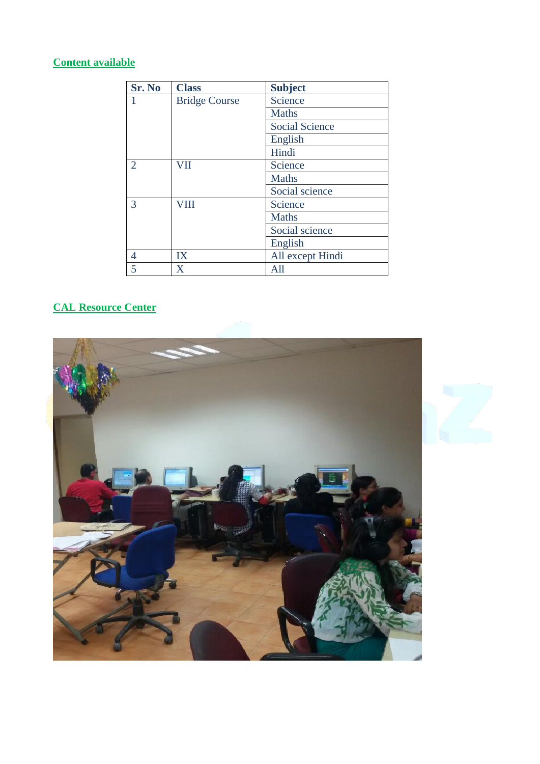## Content available

| Sr. No | Class | Subject |
|---|---|---|
| 1 | Bridge Course | Science |
| | | Maths |
| | | Social Science |
| | | English |
| | | Hindi |
| 2 | VII | Science |
| | | Maths |
| | | Social science |
| 3 | VIII | Science |
| | | Maths |
| | | Social science |
| | | English |
| 4 | IX | All except Hindi |
| 5 | X | All |

## CAL Resource Center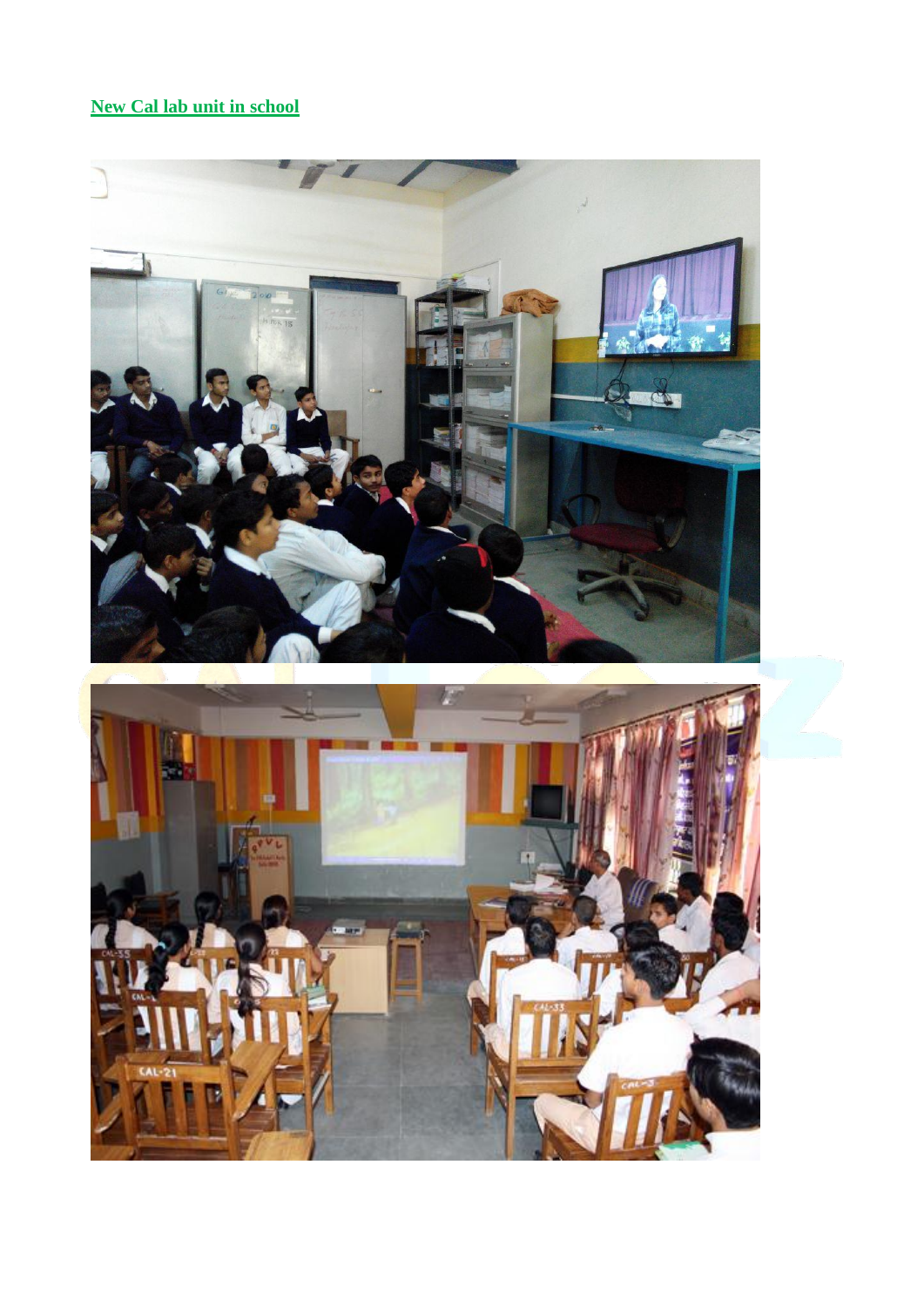**New Cal lab unit in school**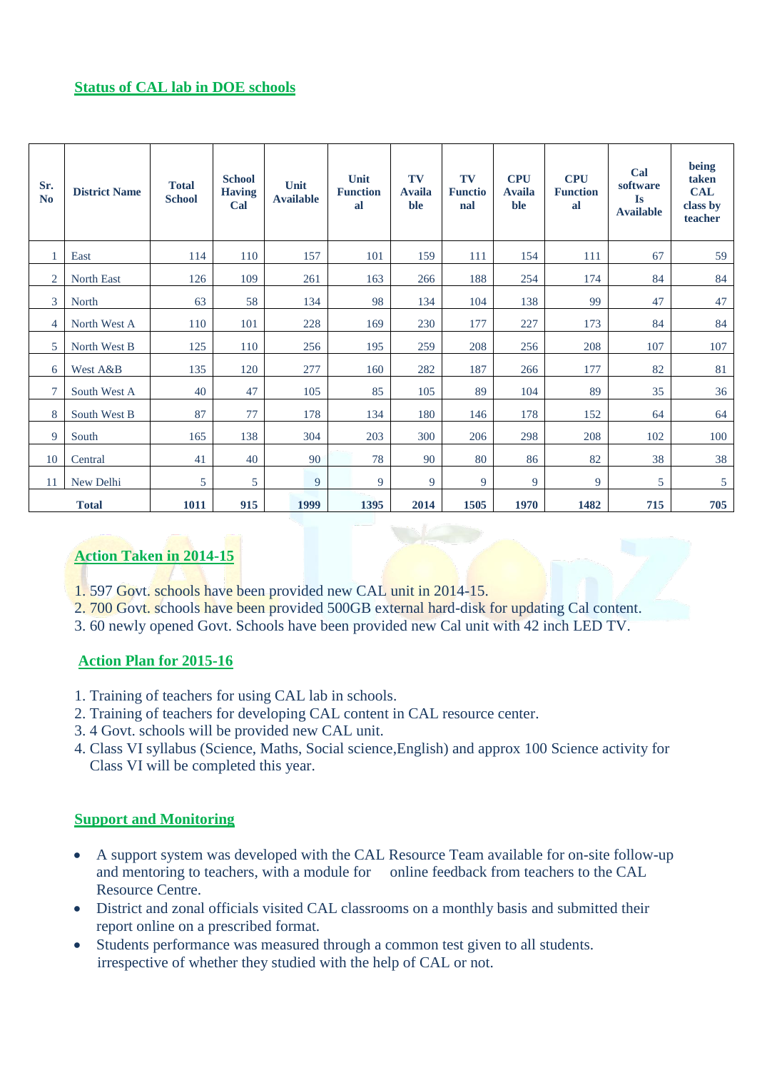## Status of CAL lab in DOE schools

| Sr. No | District Name | Total School | School Having Cal | Unit Available | Unit Functional | TV Available | TV Functional | CPU Available | CPU Functional | Cal software Is Available | being taken CAL class by teacher |
|---|---|---|---|---|---|---|---|---|---|---|---|
| 1 | East | 114 | 110 | 157 | 101 | 159 | 111 | 154 | 111 | 67 | 59 |
| 2 | North East | 126 | 109 | 261 | 163 | 266 | 188 | 254 | 174 | 84 | 84 |
| 3 | North | 63 | 58 | 134 | 98 | 134 | 104 | 138 | 99 | 47 | 47 |
| 4 | North West A | 110 | 101 | 228 | 169 | 230 | 177 | 227 | 173 | 84 | 84 |
| 5 | North West B | 125 | 110 | 256 | 195 | 259 | 208 | 256 | 208 | 107 | 107 |
| 6 | West A&B | 135 | 120 | 277 | 160 | 282 | 187 | 266 | 177 | 82 | 81 |
| 7 | South West A | 40 | 47 | 105 | 85 | 105 | 89 | 104 | 89 | 35 | 36 |
| 8 | South West B | 87 | 77 | 178 | 134 | 180 | 146 | 178 | 152 | 64 | 64 |
| 9 | South | 165 | 138 | 304 | 203 | 300 | 206 | 298 | 208 | 102 | 100 |
| 10 | Central | 41 | 40 | 90 | 78 | 90 | 80 | 86 | 82 | 38 | 38 |
| 11 | New Delhi | 5 | 5 | 9 | 9 | 9 | 9 | 9 | 9 | 5 | 5 |
| | **Total** | **1011** | **915** | **1999** | **1395** | **2014** | **1505** | **1970** | **1482** | **715** | **705** |

## Action Taken in 2014-15

1. 597 Govt. schools have been provided new CAL unit in 2014-15.
2. 700 Govt. schools have been provided 500GB external hard-disk for updating Cal content.
3. 60 newly opened Govt. Schools have been provided new Cal unit with 42 inch LED TV.

## Action Plan for 2015-16

1. Training of teachers for using CAL lab in schools.
2. Training of teachers for developing CAL content in CAL resource center.
3. 4 Govt. schools will be provided new CAL unit.
4. Class VI syllabus (Science, Maths, Social science,English) and approx 100 Science activity for Class VI will be completed this year.

## Support and Monitoring

- A support system was developed with the CAL Resource Team available for on-site follow-up and mentoring to teachers, with a module for online feedback from teachers to the CAL Resource Centre.
- District and zonal officials visited CAL classrooms on a monthly basis and submitted their report online on a prescribed format.
- Students performance was measured through a common test given to all students. irrespective of whether they studied with the help of CAL or not.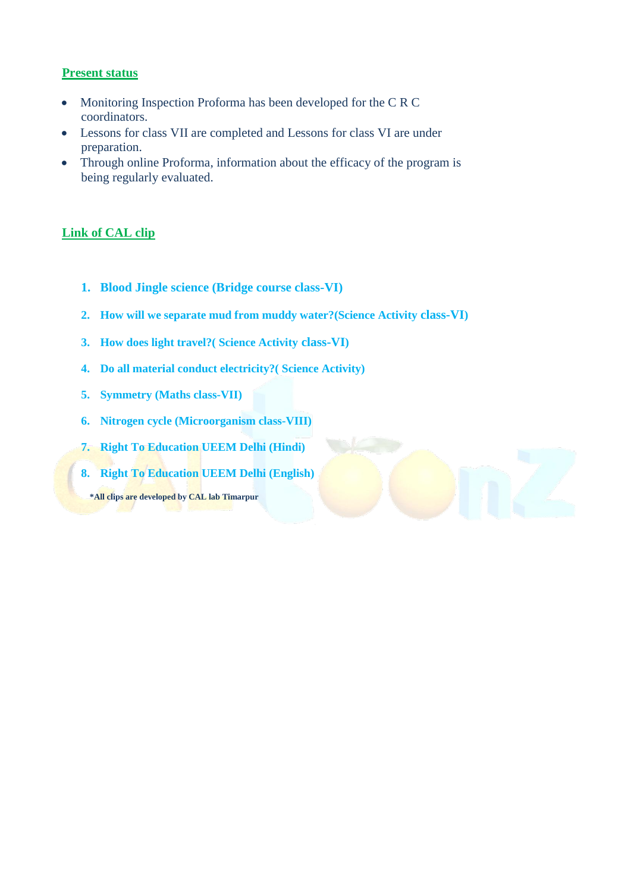## Present status

- Monitoring Inspection Proforma has been developed for the C R C coordinators.
- Lessons for class VII are completed and Lessons for class VI are under preparation.
- Through online Proforma, information about the efficacy of the program is being regularly evaluated.

## Link of CAL clip

1. **Blood Jingle science (Bridge course class-VI)**
2. **How will we separate mud from muddy water?(Science Activity class-VI)**
3. **How does light travel?( Science Activity class-VI)**
4. **Do all material conduct electricity?( Science Activity)**
5. **Symmetry (Maths class-VII)**
6. **Nitrogen cycle (Microorganism class-VIII)**
7. **Right To Education UEEM Delhi (Hindi)**
8. **Right To Education UEEM Delhi (English)**

**\*All clips are developed by CAL lab Timarpur**